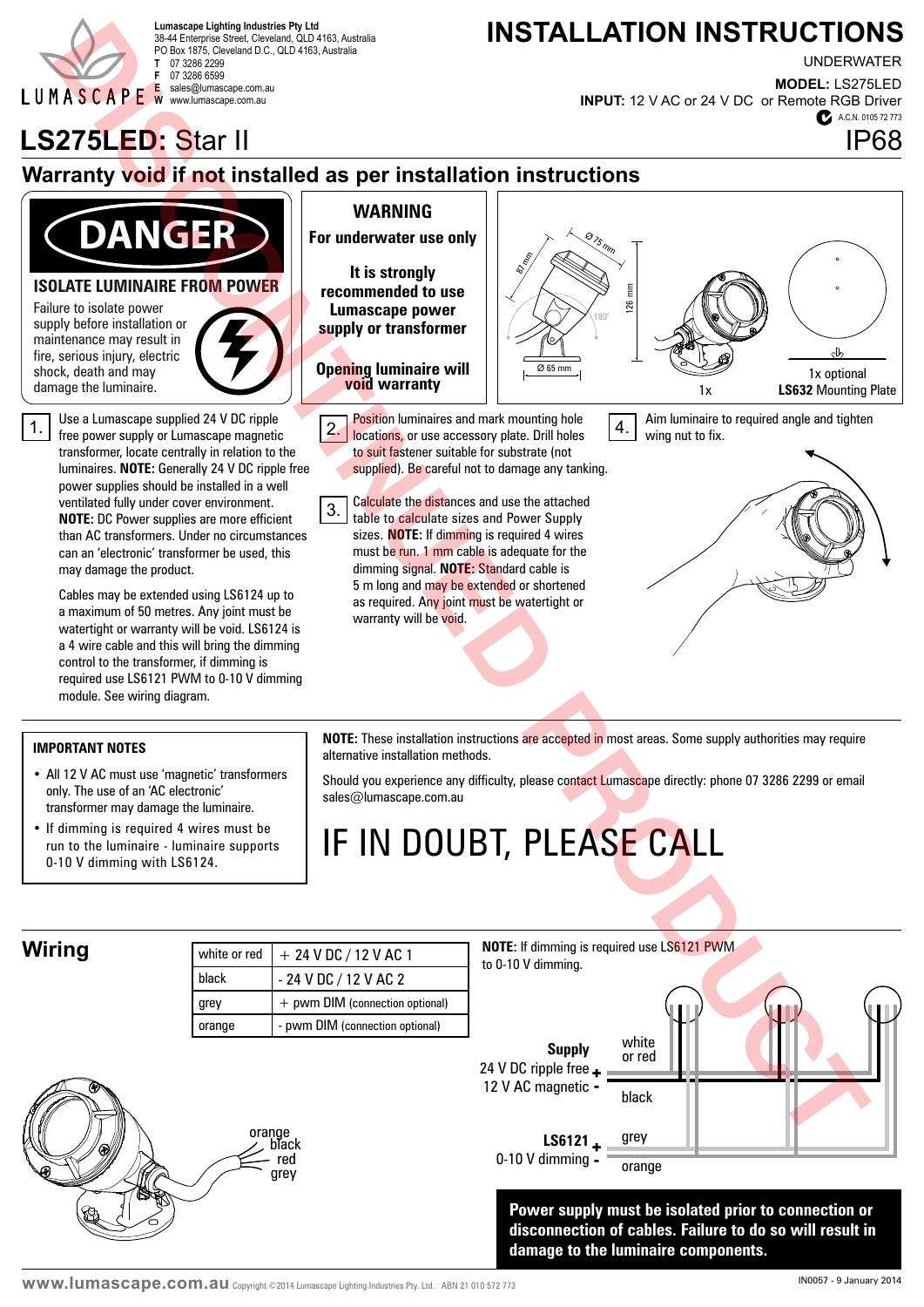Lumascape Lighting Industries Pty Ltd
38-44 Enterprise Street, Cleveland, QLD 4163, Australia
PO Box 1875, Cleveland D.C., QLD 4163, Australia
**T** 07 3286 2299
**F** 07 3286 6599
**E** sales@lumascape.com.au
**W** www.lumascape.com.au

# INSTALLATION INSTRUCTIONS

UNDERWATER

**MODEL:** LS275LED
**INPUT:** 12 V AC or 24 V DC or Remote RGB Driver

A.C.N. 0105 72 773

IP68

# LS275LED: Star II

DISCONTINUED PRODUCT

## Warranty void if not installed as per installation instructions

**DANGER**

**ISOLATE LUMINAIRE FROM POWER**

Failure to isolate power supply before installation or maintenance may result in fire, serious injury, electric shock, death and may damage the luminaire.

**WARNING**

**For underwater use only**

**It is strongly recommended to use Lumascape power supply or transformer**

**Opening luminaire will void warranty**

Ø 75 mm, 87 mm, 126 mm, 180°, Ø 65 mm

1x

1x optional **LS632** Mounting Plate

1. Use a Lumascape supplied 24 V DC ripple free power supply or Lumascape magnetic transformer, locate centrally in relation to the luminaires. **NOTE:** Generally 24 V DC ripple free power supplies should be installed in a well ventilated fully under cover environment. **NOTE:** DC Power supplies are more efficient than AC transformers. Under no circumstances can an 'electronic' transformer be used, this may damage the product.

   Cables may be extended using LS6124 up to a maximum of 50 metres. Any joint must be watertight or warranty will be void. LS6124 is a 4 wire cable and this will bring the dimming control to the transformer, if dimming is required use LS6121 PWM to 0-10 V dimming module. See wiring diagram.

2. Position luminaires and mark mounting hole locations, or use accessory plate. Drill holes to suit fastener suitable for substrate (not supplied). Be careful not to damage any tanking.

3. Calculate the distances and use the attached table to calculate sizes and Power Supply sizes. **NOTE:** If dimming is required 4 wires must be run. 1 mm cable is adequate for the dimming signal. **NOTE:** Standard cable is 5 m long and may be extended or shortened as required. Any joint must be watertight or warranty will be void.

4. Aim luminaire to required angle and tighten wing nut to fix.

### IMPORTANT NOTES

- All 12 V AC must use 'magnetic' transformers only. The use of an 'AC electronic' transformer may damage the luminaire.
- If dimming is required 4 wires must be run to the luminaire - luminaire supports 0-10 V dimming with LS6124.

**NOTE:** These installation instructions are accepted in most areas. Some supply authorities may require alternative installation methods.

Should you experience any difficulty, please contact Lumascape directly: phone 07 3286 2299 or email sales@lumascape.com.au

# IF IN DOUBT, PLEASE CALL

## Wiring

| white or red | + 24 V DC / 12 V AC 1 |
|---|---|
| black | - 24 V DC / 12 V AC 2 |
| grey | + pwm DIM (connection optional) |
| orange | - pwm DIM (connection optional) |

orange, black, red, grey

**NOTE:** If dimming is required use LS6121 PWM to 0-10 V dimming.

**Supply** 24 V DC ripple free + / 12 V AC magnetic - : white or red, black

**LS6121** 0-10 V dimming + / - : grey, orange

**Power supply must be isolated prior to connection or disconnection of cables. Failure to do so will result in damage to the luminaire components.**

www.lumascape.com.au Copyright ©2014 Lumascape Lighting Industries Pty. Ltd. ABN 21 010 572 773

IN0057 - 9 January 2014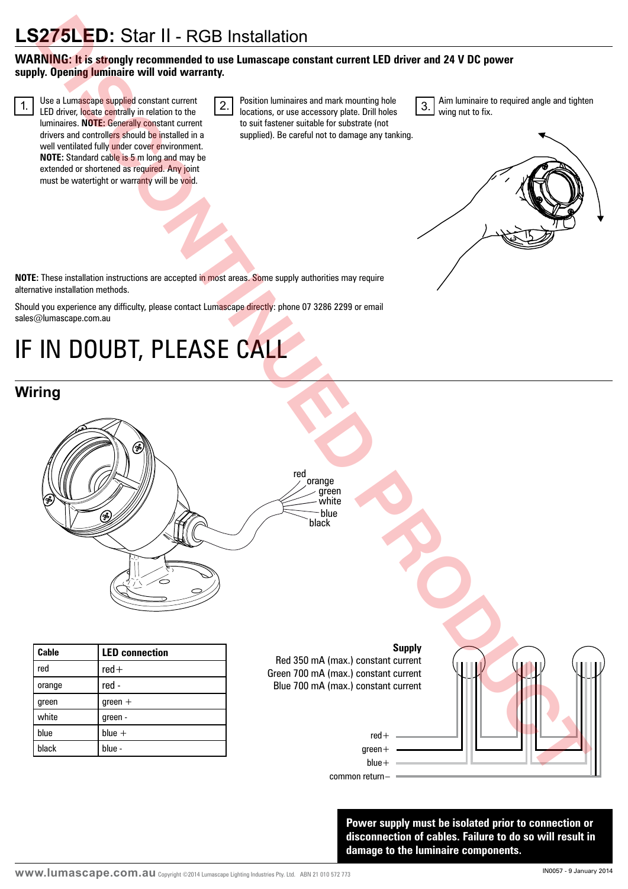# LS275LED: Star II - RGB Installation

**WARNING: It is strongly recommended to use Lumascape constant current LED driver and 24 V DC power supply. Opening luminaire will void warranty.**

1. Use a Lumascape supplied constant current LED driver, locate centrally in relation to the luminaires. **NOTE:** Generally constant current drivers and controllers should be installed in a well ventilated fully under cover environment. **NOTE:** Standard cable is 5 m long and may be extended or shortened as required. Any joint must be watertight or warranty will be void.

2. Position luminaires and mark mounting hole locations, or use accessory plate. Drill holes to suit fastener suitable for substrate (not supplied). Be careful not to damage any tanking.

3. Aim luminaire to required angle and tighten wing nut to fix.

**NOTE:** These installation instructions are accepted in most areas. Some supply authorities may require alternative installation methods.

Should you experience any difficulty, please contact Lumascape directly: phone 07 3286 2299 or email sales@lumascape.com.au

# IF IN DOUBT, PLEASE CALL

## Wiring

red
orange
green
white
blue
black

| Cable | LED connection |
|---|---|
| red | red+ |
| orange | red - |
| green | green + |
| white | green - |
| blue | blue + |
| black | blue - |

**Supply**
Red 350 mA (max.) constant current
Green 700 mA (max.) constant current
Blue 700 mA (max.) constant current

red+
green+
blue+
common return–

**Power supply must be isolated prior to connection or disconnection of cables. Failure to do so will result in damage to the luminaire components.**

DISCONTINUED PRODUCT

www.lumascape.com.au Copyright ©2014 Lumascape Lighting Industries Pty. Ltd. ABN 21 010 572 773

IN0057 - 9 January 2014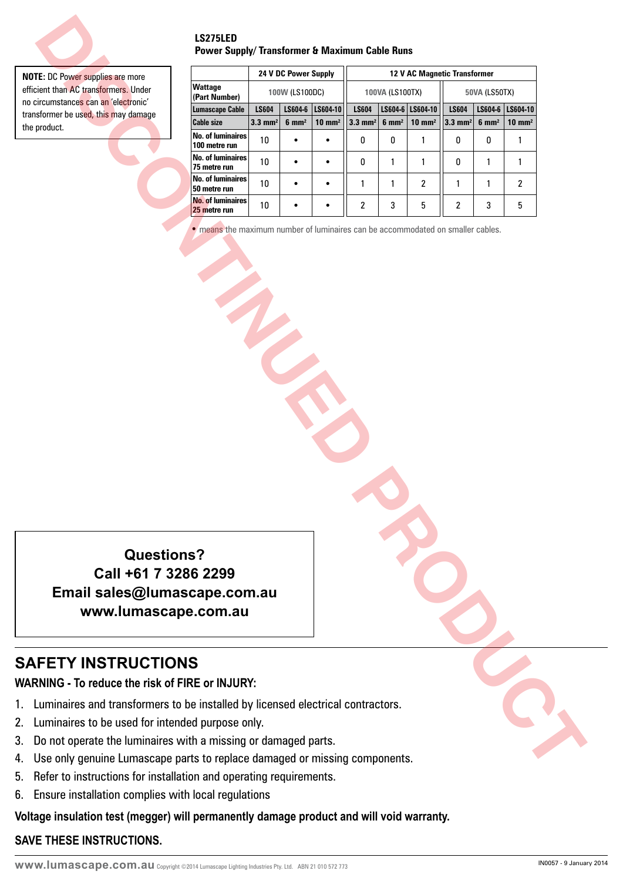DISCONTINUED PRODUCT

**LS275LED**
**Power Supply/ Transformer & Maximum Cable Runs**

**NOTE:** DC Power supplies are more efficient than AC transformers. Under no circumstances can an 'electronic' transformer be used, this may damage the product.

| | 24 V DC Power Supply | | | 12 V AC Magnetic Transformer | | | | | |
|---|---|---|---|---|---|---|---|---|---|
| **Wattage (Part Number)** | 100W (LS100DC) | | | 100VA (LS100TX) | | | 50VA (LS50TX) | | |
| **Lumascape Cable** | LS604 | LS604-6 | LS604-10 | LS604 | LS604-6 | LS604-10 | LS604 | LS604-6 | LS604-10 |
| **Cable size** | 3.3 mm² | 6 mm² | 10 mm² | 3.3 mm² | 6 mm² | 10 mm² | 3.3 mm² | 6 mm² | 10 mm² |
| **No. of luminaires 100 metre run** | 10 | • | • | 0 | 0 | 1 | 0 | 0 | 1 |
| **No. of luminaires 75 metre run** | 10 | • | • | 0 | 1 | 1 | 0 | 1 | 1 |
| **No. of luminaires 50 metre run** | 10 | • | • | 1 | 1 | 2 | 1 | 1 | 2 |
| **No. of luminaires 25 metre run** | 10 | • | • | 2 | 3 | 5 | 2 | 3 | 5 |

• means the maximum number of luminaires can be accommodated on smaller cables.

**Questions?**
**Call +61 7 3286 2299**
**Email sales@lumascape.com.au**
**www.lumascape.com.au**

## SAFETY INSTRUCTIONS

**WARNING - To reduce the risk of FIRE or INJURY:**

1. Luminaires and transformers to be installed by licensed electrical contractors.
2. Luminaires to be used for intended purpose only.
3. Do not operate the luminaires with a missing or damaged parts.
4. Use only genuine Lumascape parts to replace damaged or missing components.
5. Refer to instructions for installation and operating requirements.
6. Ensure installation complies with local regulations

**Voltage insulation test (megger) will permanently damage product and will void warranty.**

**SAVE THESE INSTRUCTIONS.**

www.lumascape.com.au Copyright ©2014 Lumascape Lighting Industries Pty. Ltd. ABN 21 010 572 773

IN0057 - 9 January 2014